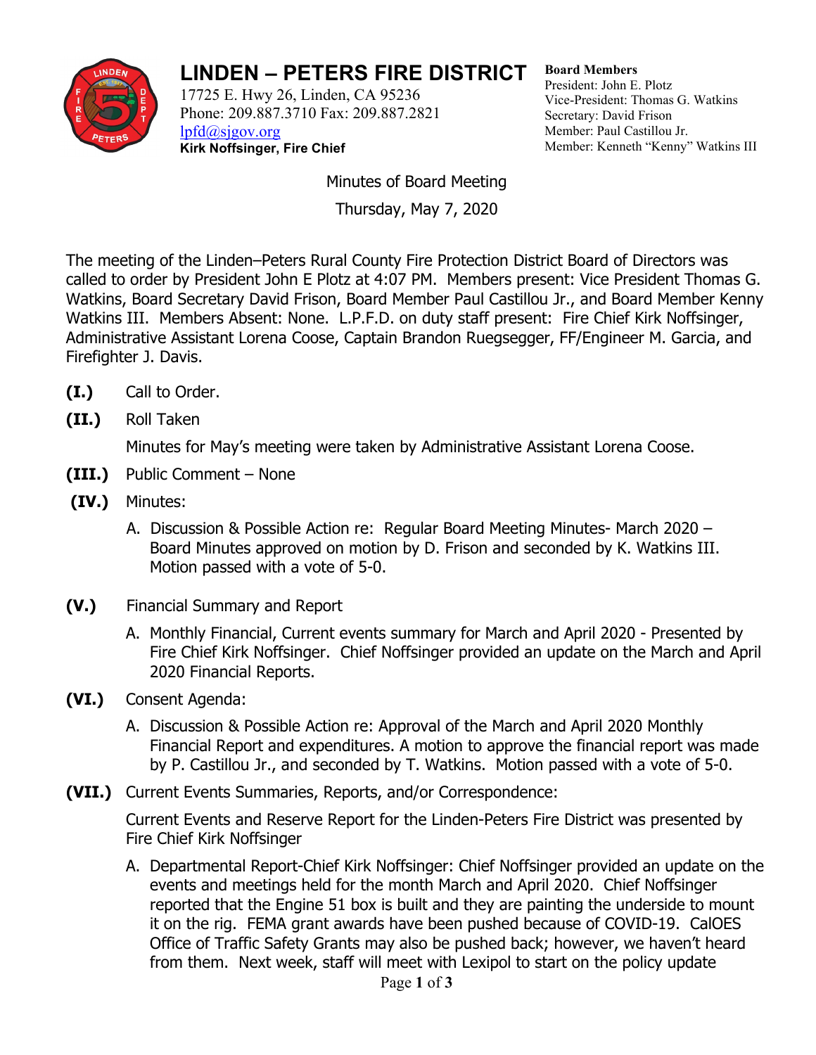# LINDEN – PETERS FIRE DISTRICT

17725 E. Hwy 26, Linden, CA 95236
Phone: 209.887.3710 Fax: 209.887.2821
lpfd@sjgov.org
**Kirk Noffsinger, Fire Chief**

**Board Members**
President: John E. Plotz
Vice-President: Thomas G. Watkins
Secretary: David Frison
Member: Paul Castillou Jr.
Member: Kenneth "Kenny" Watkins III

Minutes of Board Meeting

Thursday, May 7, 2020

The meeting of the Linden–Peters Rural County Fire Protection District Board of Directors was called to order by President John E Plotz at 4:07 PM. Members present: Vice President Thomas G. Watkins, Board Secretary David Frison, Board Member Paul Castillou Jr., and Board Member Kenny Watkins III. Members Absent: None. L.P.F.D. on duty staff present: Fire Chief Kirk Noffsinger, Administrative Assistant Lorena Coose, Captain Brandon Ruegsegger, FF/Engineer M. Garcia, and Firefighter J. Davis.

**(I.)** Call to Order.

**(II.)** Roll Taken

Minutes for May's meeting were taken by Administrative Assistant Lorena Coose.

**(III.)** Public Comment – None

**(IV.)** Minutes:

A. Discussion & Possible Action re: Regular Board Meeting Minutes- March 2020 – Board Minutes approved on motion by D. Frison and seconded by K. Watkins III. Motion passed with a vote of 5-0.

**(V.)** Financial Summary and Report

A. Monthly Financial, Current events summary for March and April 2020 - Presented by Fire Chief Kirk Noffsinger. Chief Noffsinger provided an update on the March and April 2020 Financial Reports.

**(VI.)** Consent Agenda:

A. Discussion & Possible Action re: Approval of the March and April 2020 Monthly Financial Report and expenditures. A motion to approve the financial report was made by P. Castillou Jr., and seconded by T. Watkins. Motion passed with a vote of 5-0.

**(VII.)** Current Events Summaries, Reports, and/or Correspondence:

Current Events and Reserve Report for the Linden-Peters Fire District was presented by Fire Chief Kirk Noffsinger

A. Departmental Report-Chief Kirk Noffsinger: Chief Noffsinger provided an update on the events and meetings held for the month March and April 2020. Chief Noffsinger reported that the Engine 51 box is built and they are painting the underside to mount it on the rig. FEMA grant awards have been pushed because of COVID-19. CalOES Office of Traffic Safety Grants may also be pushed back; however, we haven't heard from them. Next week, staff will meet with Lexipol to start on the policy update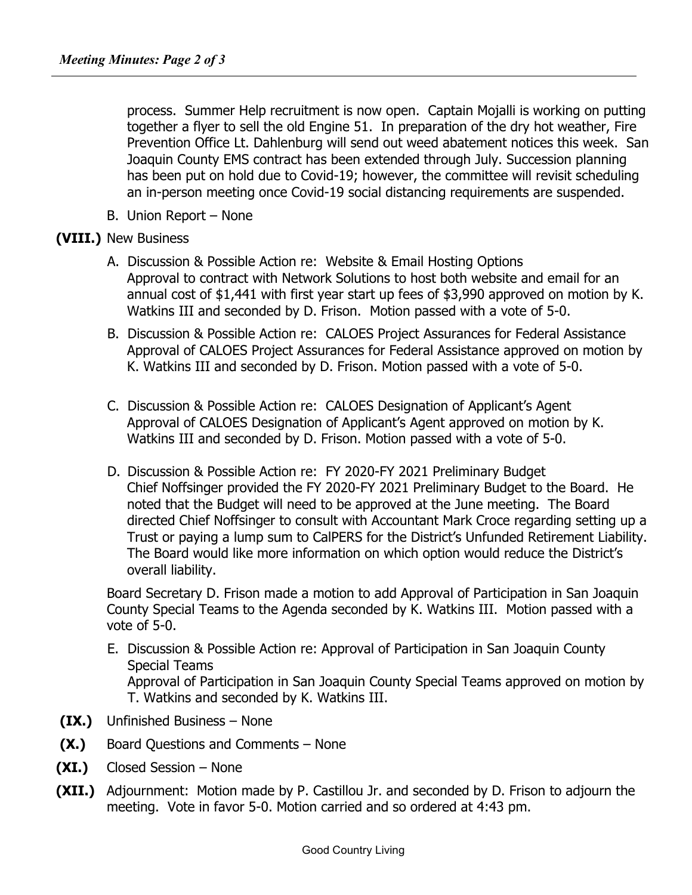process. Summer Help recruitment is now open. Captain Mojalli is working on putting together a flyer to sell the old Engine 51. In preparation of the dry hot weather, Fire Prevention Office Lt. Dahlenburg will send out weed abatement notices this week. San Joaquin County EMS contract has been extended through July. Succession planning has been put on hold due to Covid-19; however, the committee will revisit scheduling an in-person meeting once Covid-19 social distancing requirements are suspended.

B. Union Report – None

**(VIII.)** New Business

A. Discussion & Possible Action re: Website & Email Hosting Options
Approval to contract with Network Solutions to host both website and email for an annual cost of $1,441 with first year start up fees of $3,990 approved on motion by K. Watkins III and seconded by D. Frison. Motion passed with a vote of 5-0.

B. Discussion & Possible Action re: CALOES Project Assurances for Federal Assistance
Approval of CALOES Project Assurances for Federal Assistance approved on motion by K. Watkins III and seconded by D. Frison. Motion passed with a vote of 5-0.

C. Discussion & Possible Action re: CALOES Designation of Applicant's Agent
Approval of CALOES Designation of Applicant's Agent approved on motion by K. Watkins III and seconded by D. Frison. Motion passed with a vote of 5-0.

D. Discussion & Possible Action re: FY 2020-FY 2021 Preliminary Budget
Chief Noffsinger provided the FY 2020-FY 2021 Preliminary Budget to the Board. He noted that the Budget will need to be approved at the June meeting. The Board directed Chief Noffsinger to consult with Accountant Mark Croce regarding setting up a Trust or paying a lump sum to CalPERS for the District's Unfunded Retirement Liability. The Board would like more information on which option would reduce the District's overall liability.

Board Secretary D. Frison made a motion to add Approval of Participation in San Joaquin County Special Teams to the Agenda seconded by K. Watkins III. Motion passed with a vote of 5-0.

E. Discussion & Possible Action re: Approval of Participation in San Joaquin County Special Teams
Approval of Participation in San Joaquin County Special Teams approved on motion by T. Watkins and seconded by K. Watkins III.

**(IX.)** Unfinished Business – None

**(X.)** Board Questions and Comments – None

**(XI.)** Closed Session – None

**(XII.)** Adjournment: Motion made by P. Castillou Jr. and seconded by D. Frison to adjourn the meeting. Vote in favor 5-0. Motion carried and so ordered at 4:43 pm.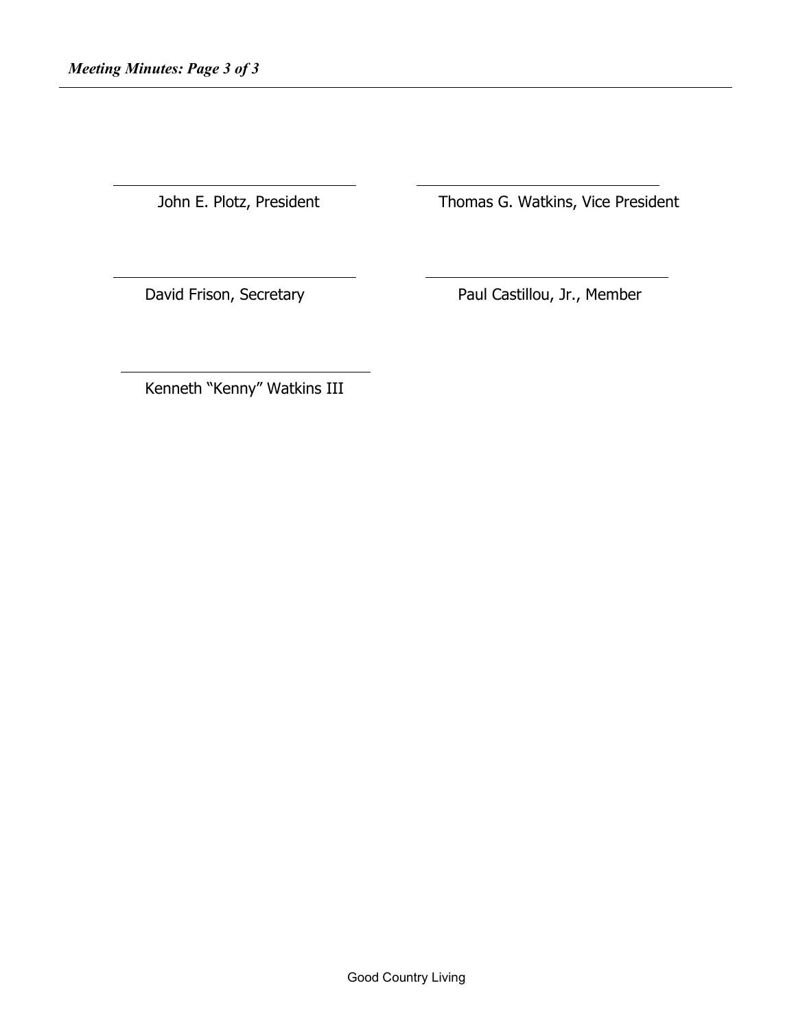John E. Plotz, President

Thomas G. Watkins, Vice President

David Frison, Secretary

Paul Castillou, Jr., Member

Kenneth “Kenny” Watkins III